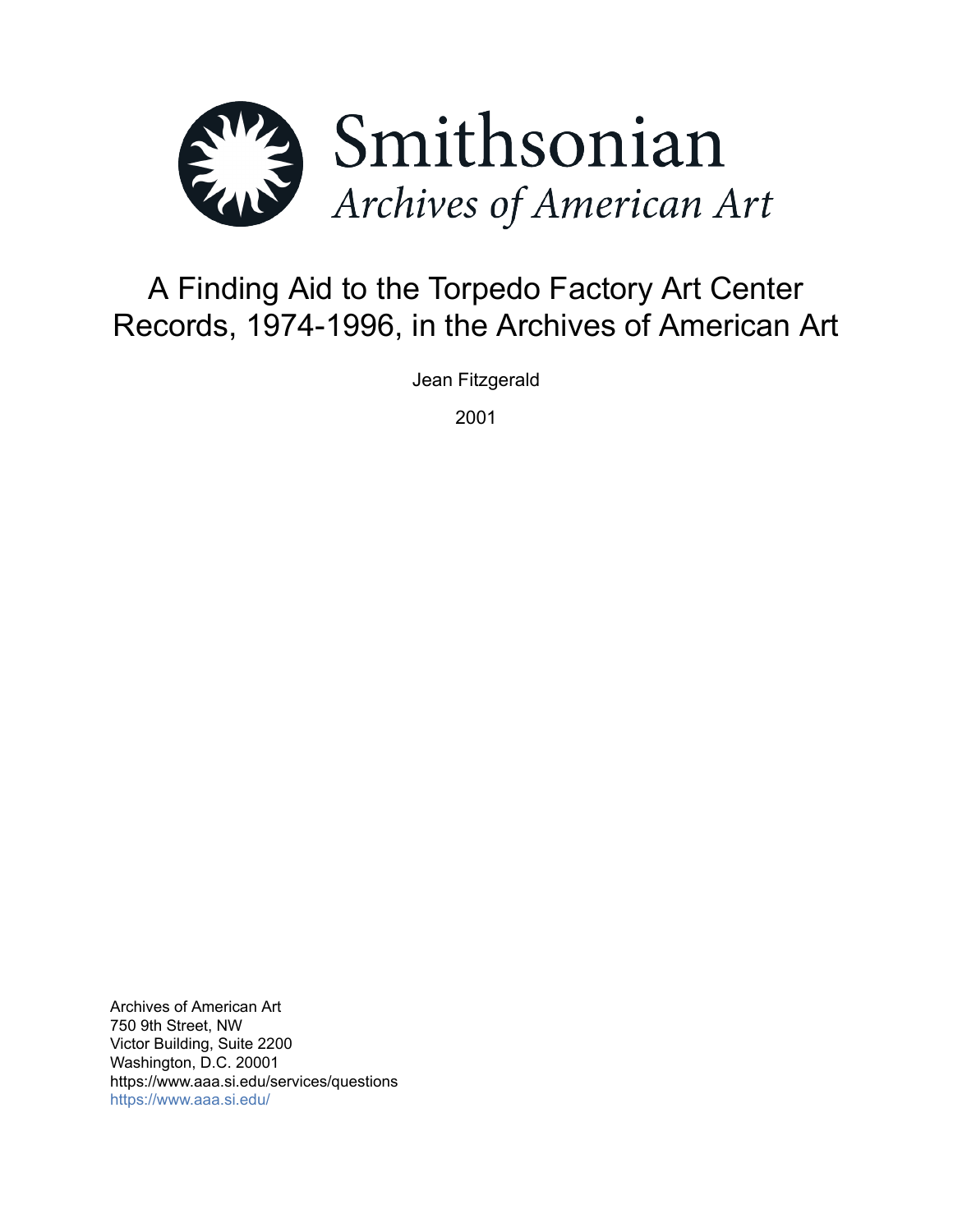Smithsonian

*Archives of American Art*

# A Finding Aid to the Torpedo Factory Art Center Records, 1974-1996, in the Archives of American Art

Jean Fitzgerald

2001

Archives of American Art
750 9th Street, NW
Victor Building, Suite 2200
Washington, D.C. 20001
https://www.aaa.si.edu/services/questions
https://www.aaa.si.edu/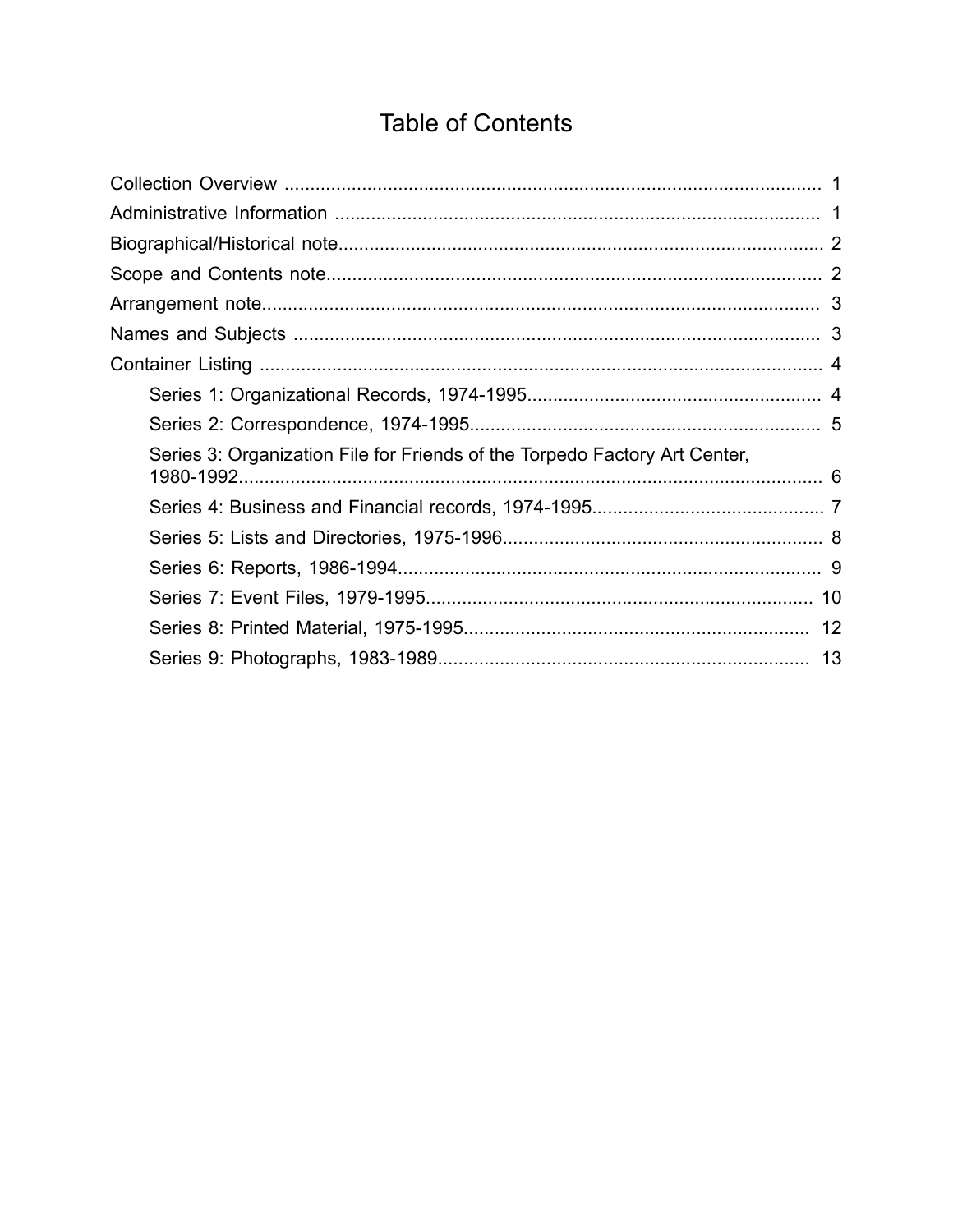# Table of Contents

- Collection Overview ........................................................................................................ 1
- Administrative Information .............................................................................................. 1
- Biographical/Historical note.............................................................................................. 2
- Scope and Contents note................................................................................................. 2
- Arrangement note............................................................................................................ 3
- Names and Subjects ....................................................................................................... 3
- Container Listing ............................................................................................................. 4
  - Series 1: Organizational Records, 1974-1995......................................................... 4
  - Series 2: Correspondence, 1974-1995.................................................................... 5
  - Series 3: Organization File for Friends of the Torpedo Factory Art Center, 1980-1992.................................................................................................................. 6
  - Series 4: Business and Financial records, 1974-1995............................................. 7
  - Series 5: Lists and Directories, 1975-1996.............................................................. 8
  - Series 6: Reports, 1986-1994.................................................................................. 9
  - Series 7: Event Files, 1979-1995........................................................................... 10
  - Series 8: Printed Material, 1975-1995................................................................... 12
  - Series 9: Photographs, 1983-1989........................................................................ 13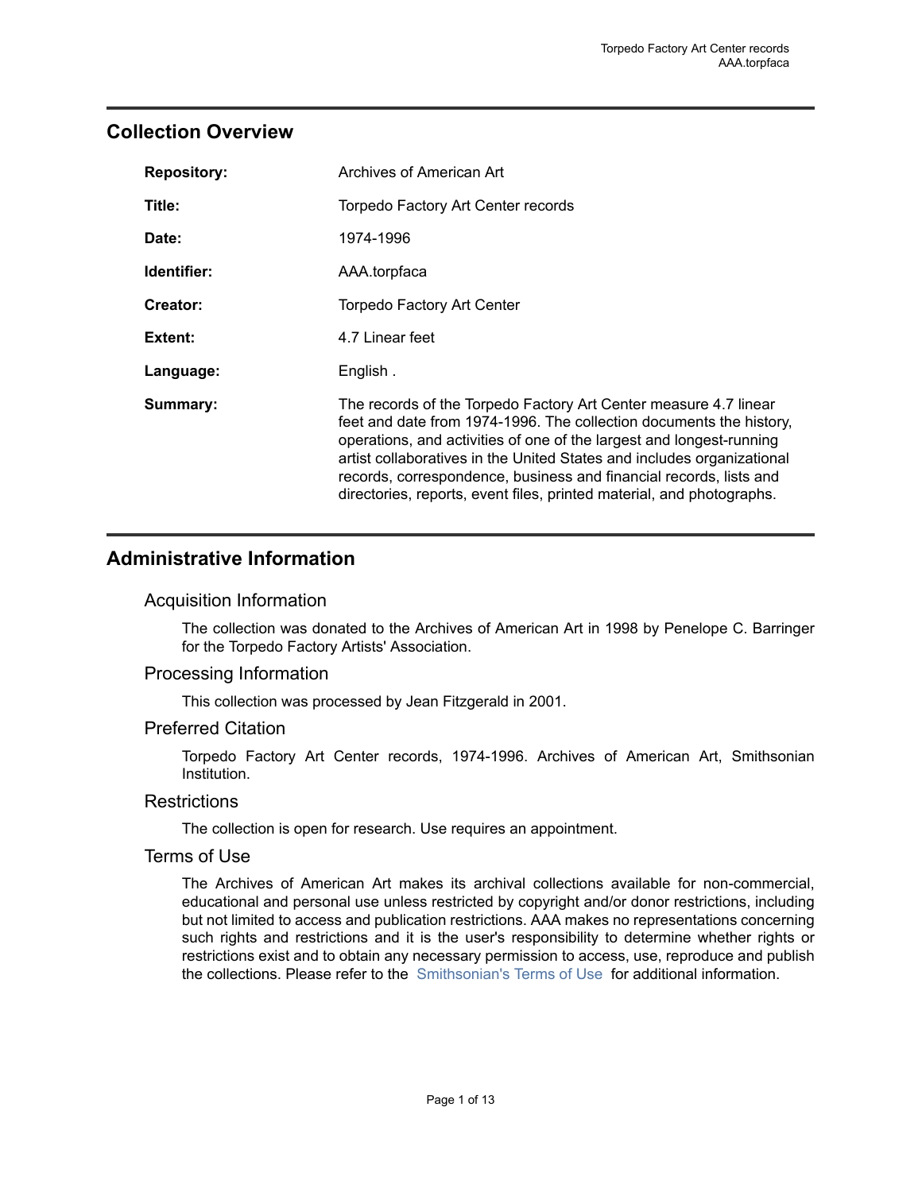## Collection Overview

| | |
|---|---|
| **Repository:** | Archives of American Art |
| **Title:** | Torpedo Factory Art Center records |
| **Date:** | 1974-1996 |
| **Identifier:** | AAA.torpfaca |
| **Creator:** | Torpedo Factory Art Center |
| **Extent:** | 4.7 Linear feet |
| **Language:** | English . |
| **Summary:** | The records of the Torpedo Factory Art Center measure 4.7 linear feet and date from 1974-1996. The collection documents the history, operations, and activities of one of the largest and longest-running artist collaboratives in the United States and includes organizational records, correspondence, business and financial records, lists and directories, reports, event files, printed material, and photographs. |

## Administrative Information

### Acquisition Information

The collection was donated to the Archives of American Art in 1998 by Penelope C. Barringer for the Torpedo Factory Artists' Association.

### Processing Information

This collection was processed by Jean Fitzgerald in 2001.

### Preferred Citation

Torpedo Factory Art Center records, 1974-1996. Archives of American Art, Smithsonian Institution.

### Restrictions

The collection is open for research. Use requires an appointment.

### Terms of Use

The Archives of American Art makes its archival collections available for non-commercial, educational and personal use unless restricted by copyright and/or donor restrictions, including but not limited to access and publication restrictions. AAA makes no representations concerning such rights and restrictions and it is the user's responsibility to determine whether rights or restrictions exist and to obtain any necessary permission to access, use, reproduce and publish the collections. Please refer to the Smithsonian's Terms of Use for additional information.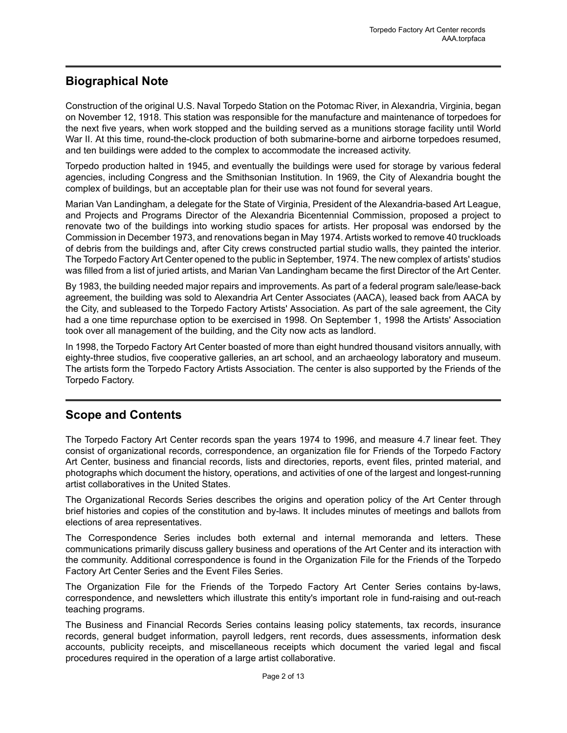## Biographical Note

Construction of the original U.S. Naval Torpedo Station on the Potomac River, in Alexandria, Virginia, began on November 12, 1918. This station was responsible for the manufacture and maintenance of torpedoes for the next five years, when work stopped and the building served as a munitions storage facility until World War II. At this time, round-the-clock production of both submarine-borne and airborne torpedoes resumed, and ten buildings were added to the complex to accommodate the increased activity.

Torpedo production halted in 1945, and eventually the buildings were used for storage by various federal agencies, including Congress and the Smithsonian Institution. In 1969, the City of Alexandria bought the complex of buildings, but an acceptable plan for their use was not found for several years.

Marian Van Landingham, a delegate for the State of Virginia, President of the Alexandria-based Art League, and Projects and Programs Director of the Alexandria Bicentennial Commission, proposed a project to renovate two of the buildings into working studio spaces for artists. Her proposal was endorsed by the Commission in December 1973, and renovations began in May 1974. Artists worked to remove 40 truckloads of debris from the buildings and, after City crews constructed partial studio walls, they painted the interior. The Torpedo Factory Art Center opened to the public in September, 1974. The new complex of artists' studios was filled from a list of juried artists, and Marian Van Landingham became the first Director of the Art Center.

By 1983, the building needed major repairs and improvements. As part of a federal program sale/lease-back agreement, the building was sold to Alexandria Art Center Associates (AACA), leased back from AACA by the City, and subleased to the Torpedo Factory Artists' Association. As part of the sale agreement, the City had a one time repurchase option to be exercised in 1998. On September 1, 1998 the Artists' Association took over all management of the building, and the City now acts as landlord.

In 1998, the Torpedo Factory Art Center boasted of more than eight hundred thousand visitors annually, with eighty-three studios, five cooperative galleries, an art school, and an archaeology laboratory and museum. The artists form the Torpedo Factory Artists Association. The center is also supported by the Friends of the Torpedo Factory.

## Scope and Contents

The Torpedo Factory Art Center records span the years 1974 to 1996, and measure 4.7 linear feet. They consist of organizational records, correspondence, an organization file for Friends of the Torpedo Factory Art Center, business and financial records, lists and directories, reports, event files, printed material, and photographs which document the history, operations, and activities of one of the largest and longest-running artist collaboratives in the United States.

The Organizational Records Series describes the origins and operation policy of the Art Center through brief histories and copies of the constitution and by-laws. It includes minutes of meetings and ballots from elections of area representatives.

The Correspondence Series includes both external and internal memoranda and letters. These communications primarily discuss gallery business and operations of the Art Center and its interaction with the community. Additional correspondence is found in the Organization File for the Friends of the Torpedo Factory Art Center Series and the Event Files Series.

The Organization File for the Friends of the Torpedo Factory Art Center Series contains by-laws, correspondence, and newsletters which illustrate this entity's important role in fund-raising and out-reach teaching programs.

The Business and Financial Records Series contains leasing policy statements, tax records, insurance records, general budget information, payroll ledgers, rent records, dues assessments, information desk accounts, publicity receipts, and miscellaneous receipts which document the varied legal and fiscal procedures required in the operation of a large artist collaborative.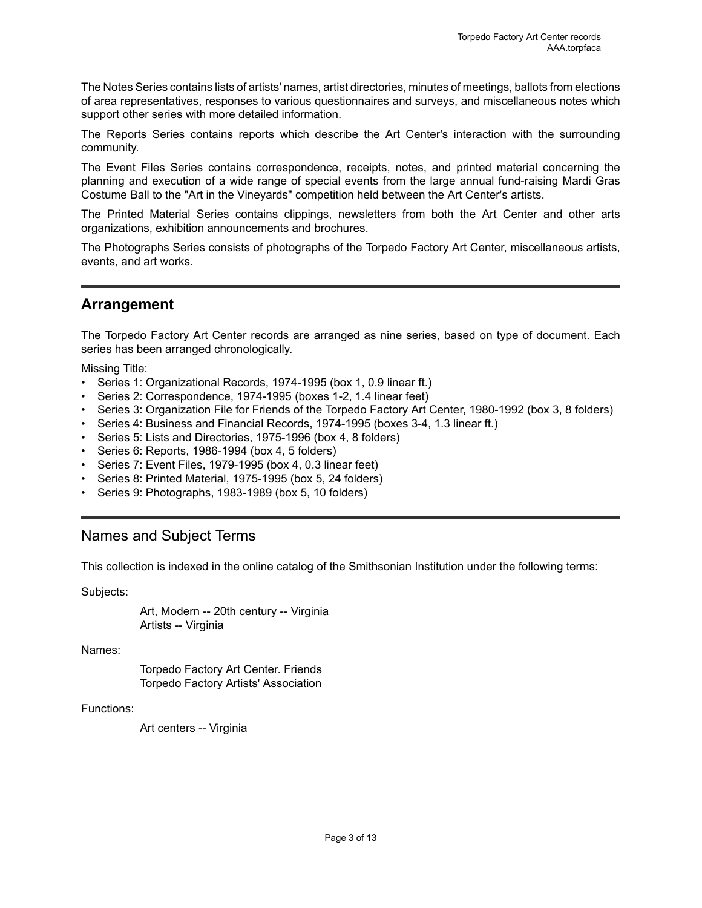The Notes Series contains lists of artists' names, artist directories, minutes of meetings, ballots from elections of area representatives, responses to various questionnaires and surveys, and miscellaneous notes which support other series with more detailed information.

The Reports Series contains reports which describe the Art Center's interaction with the surrounding community.

The Event Files Series contains correspondence, receipts, notes, and printed material concerning the planning and execution of a wide range of special events from the large annual fund-raising Mardi Gras Costume Ball to the "Art in the Vineyards" competition held between the Art Center's artists.

The Printed Material Series contains clippings, newsletters from both the Art Center and other arts organizations, exhibition announcements and brochures.

The Photographs Series consists of photographs of the Torpedo Factory Art Center, miscellaneous artists, events, and art works.

## Arrangement

The Torpedo Factory Art Center records are arranged as nine series, based on type of document. Each series has been arranged chronologically.

Missing Title:

- Series 1: Organizational Records, 1974-1995 (box 1, 0.9 linear ft.)
- Series 2: Correspondence, 1974-1995 (boxes 1-2, 1.4 linear feet)
- Series 3: Organization File for Friends of the Torpedo Factory Art Center, 1980-1992 (box 3, 8 folders)
- Series 4: Business and Financial Records, 1974-1995 (boxes 3-4, 1.3 linear ft.)
- Series 5: Lists and Directories, 1975-1996 (box 4, 8 folders)
- Series 6: Reports, 1986-1994 (box 4, 5 folders)
- Series 7: Event Files, 1979-1995 (box 4, 0.3 linear feet)
- Series 8: Printed Material, 1975-1995 (box 5, 24 folders)
- Series 9: Photographs, 1983-1989 (box 5, 10 folders)

## Names and Subject Terms

This collection is indexed in the online catalog of the Smithsonian Institution under the following terms:

Subjects:

Art, Modern -- 20th century -- Virginia
Artists -- Virginia

Names:

Torpedo Factory Art Center. Friends
Torpedo Factory Artists' Association

Functions:

Art centers -- Virginia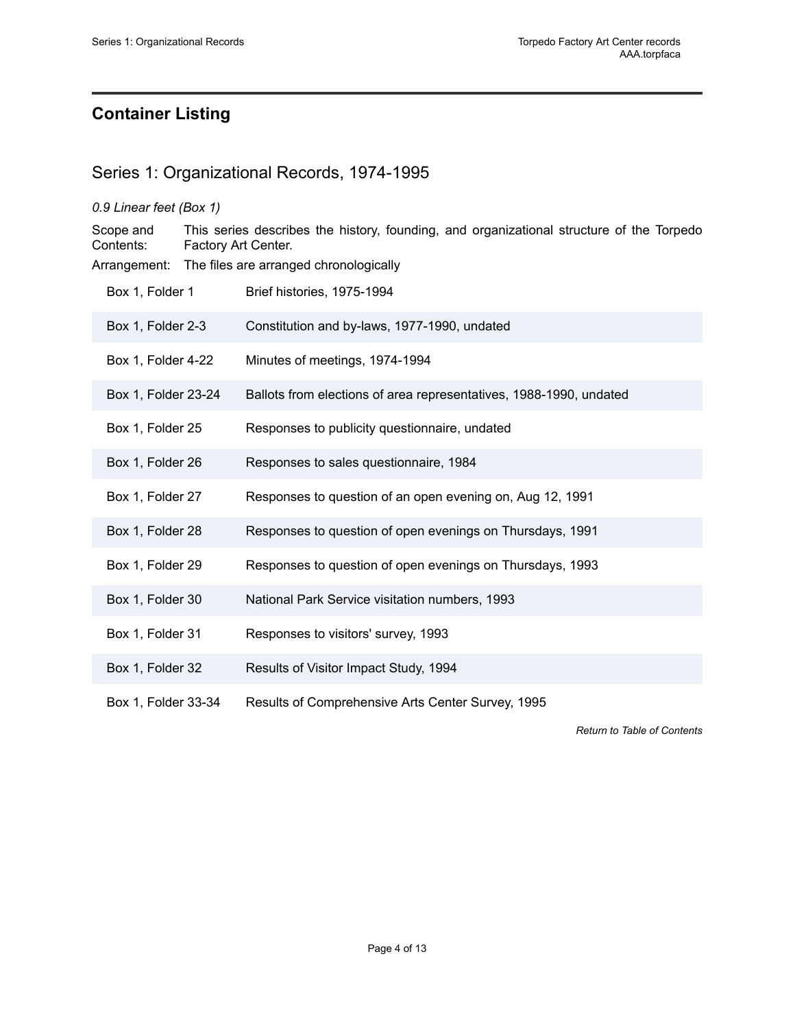## Container Listing

### Series 1: Organizational Records, 1974-1995

*0.9 Linear feet (Box 1)*

Scope and Contents: This series describes the history, founding, and organizational structure of the Torpedo Factory Art Center.

Arrangement: The files are arranged chronologically

| Box/Folder | Title |
|---|---|
| Box 1, Folder 1 | Brief histories, 1975-1994 |
| Box 1, Folder 2-3 | Constitution and by-laws, 1977-1990, undated |
| Box 1, Folder 4-22 | Minutes of meetings, 1974-1994 |
| Box 1, Folder 23-24 | Ballots from elections of area representatives, 1988-1990, undated |
| Box 1, Folder 25 | Responses to publicity questionnaire, undated |
| Box 1, Folder 26 | Responses to sales questionnaire, 1984 |
| Box 1, Folder 27 | Responses to question of an open evening on, Aug 12, 1991 |
| Box 1, Folder 28 | Responses to question of open evenings on Thursdays, 1991 |
| Box 1, Folder 29 | Responses to question of open evenings on Thursdays, 1993 |
| Box 1, Folder 30 | National Park Service visitation numbers, 1993 |
| Box 1, Folder 31 | Responses to visitors' survey, 1993 |
| Box 1, Folder 32 | Results of Visitor Impact Study, 1994 |
| Box 1, Folder 33-34 | Results of Comprehensive Arts Center Survey, 1995 |

*Return to Table of Contents*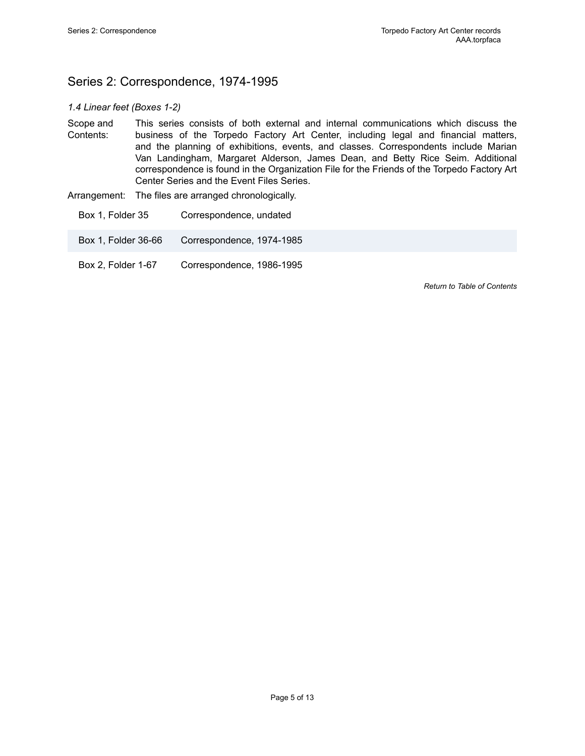## Series 2: Correspondence, 1974-1995

*1.4 Linear feet (Boxes 1-2)*

Scope and Contents: This series consists of both external and internal communications which discuss the business of the Torpedo Factory Art Center, including legal and financial matters, and the planning of exhibitions, events, and classes. Correspondents include Marian Van Landingham, Margaret Alderson, James Dean, and Betty Rice Seim. Additional correspondence is found in the Organization File for the Friends of the Torpedo Factory Art Center Series and the Event Files Series.

Arrangement: The files are arranged chronologically.

| | |
|---|---|
| Box 1, Folder 35 | Correspondence, undated |
| Box 1, Folder 36-66 | Correspondence, 1974-1985 |
| Box 2, Folder 1-67 | Correspondence, 1986-1995 |

*Return to Table of Contents*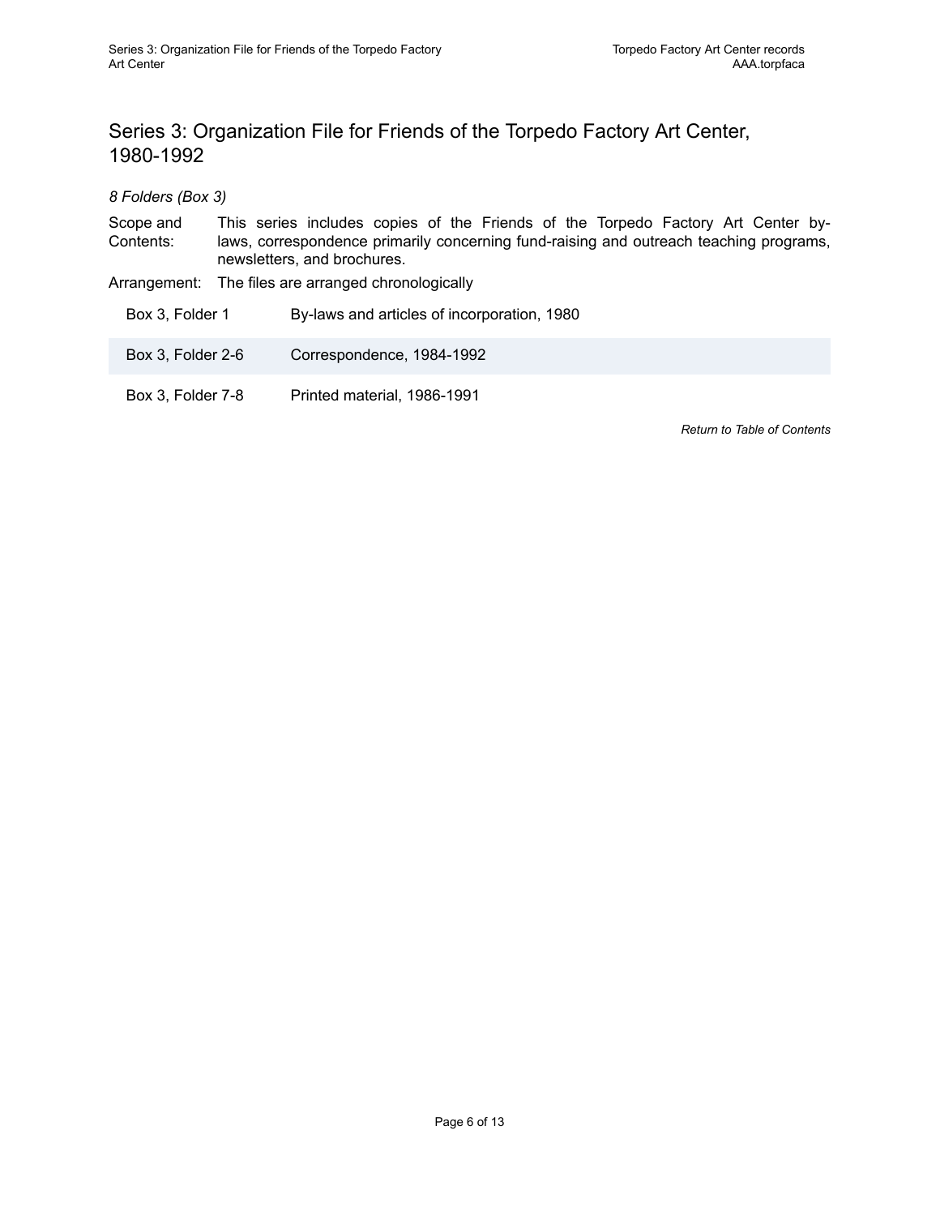## Series 3: Organization File for Friends of the Torpedo Factory Art Center, 1980-1992

*8 Folders (Box 3)*

Scope and Contents: This series includes copies of the Friends of the Torpedo Factory Art Center by-laws, correspondence primarily concerning fund-raising and outreach teaching programs, newsletters, and brochures.

Arrangement: The files are arranged chronologically

| | |
|---|---|
| Box 3, Folder 1 | By-laws and articles of incorporation, 1980 |
| Box 3, Folder 2-6 | Correspondence, 1984-1992 |
| Box 3, Folder 7-8 | Printed material, 1986-1991 |

*Return to Table of Contents*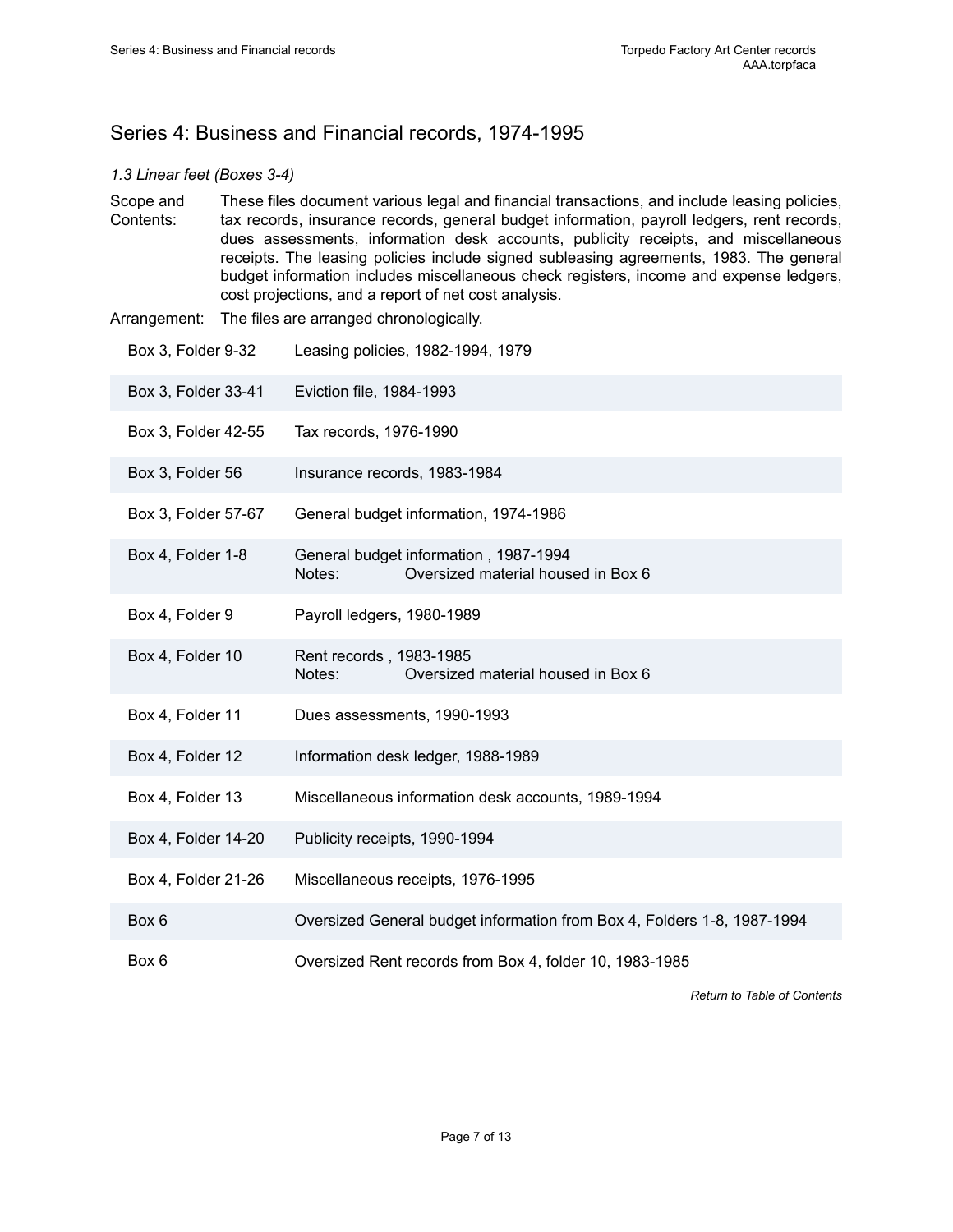## Series 4: Business and Financial records, 1974-1995

*1.3 Linear feet (Boxes 3-4)*

Scope and Contents: These files document various legal and financial transactions, and include leasing policies, tax records, insurance records, general budget information, payroll ledgers, rent records, dues assessments, information desk accounts, publicity receipts, and miscellaneous receipts. The leasing policies include signed subleasing agreements, 1983. The general budget information includes miscellaneous check registers, income and expense ledgers, cost projections, and a report of net cost analysis.

Arrangement: The files are arranged chronologically.

| Location | Description |
|---|---|
| Box 3, Folder 9-32 | Leasing policies, 1982-1994, 1979 |
| Box 3, Folder 33-41 | Eviction file, 1984-1993 |
| Box 3, Folder 42-55 | Tax records, 1976-1990 |
| Box 3, Folder 56 | Insurance records, 1983-1984 |
| Box 3, Folder 57-67 | General budget information, 1974-1986 |
| Box 4, Folder 1-8 | General budget information , 1987-1994<br>Notes: Oversized material housed in Box 6 |
| Box 4, Folder 9 | Payroll ledgers, 1980-1989 |
| Box 4, Folder 10 | Rent records , 1983-1985<br>Notes: Oversized material housed in Box 6 |
| Box 4, Folder 11 | Dues assessments, 1990-1993 |
| Box 4, Folder 12 | Information desk ledger, 1988-1989 |
| Box 4, Folder 13 | Miscellaneous information desk accounts, 1989-1994 |
| Box 4, Folder 14-20 | Publicity receipts, 1990-1994 |
| Box 4, Folder 21-26 | Miscellaneous receipts, 1976-1995 |
| Box 6 | Oversized General budget information from Box 4, Folders 1-8, 1987-1994 |
| Box 6 | Oversized Rent records from Box 4, folder 10, 1983-1985 |

*Return to Table of Contents*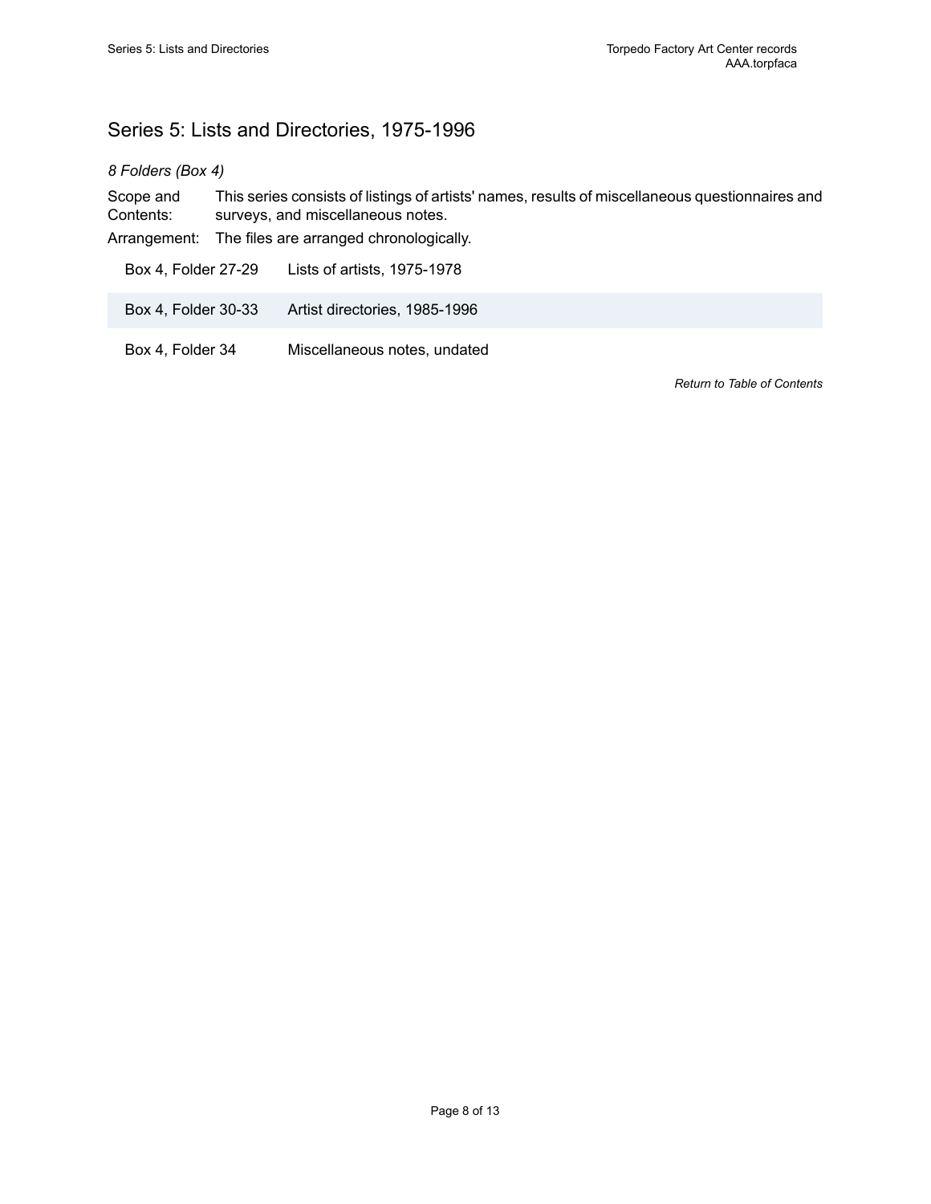## Series 5: Lists and Directories, 1975-1996

*8 Folders (Box 4)*

Scope and Contents: This series consists of listings of artists' names, results of miscellaneous questionnaires and surveys, and miscellaneous notes.

Arrangement: The files are arranged chronologically.

| | |
|---|---|
| Box 4, Folder 27-29 | Lists of artists, 1975-1978 |
| Box 4, Folder 30-33 | Artist directories, 1985-1996 |
| Box 4, Folder 34 | Miscellaneous notes, undated |

*Return to Table of Contents*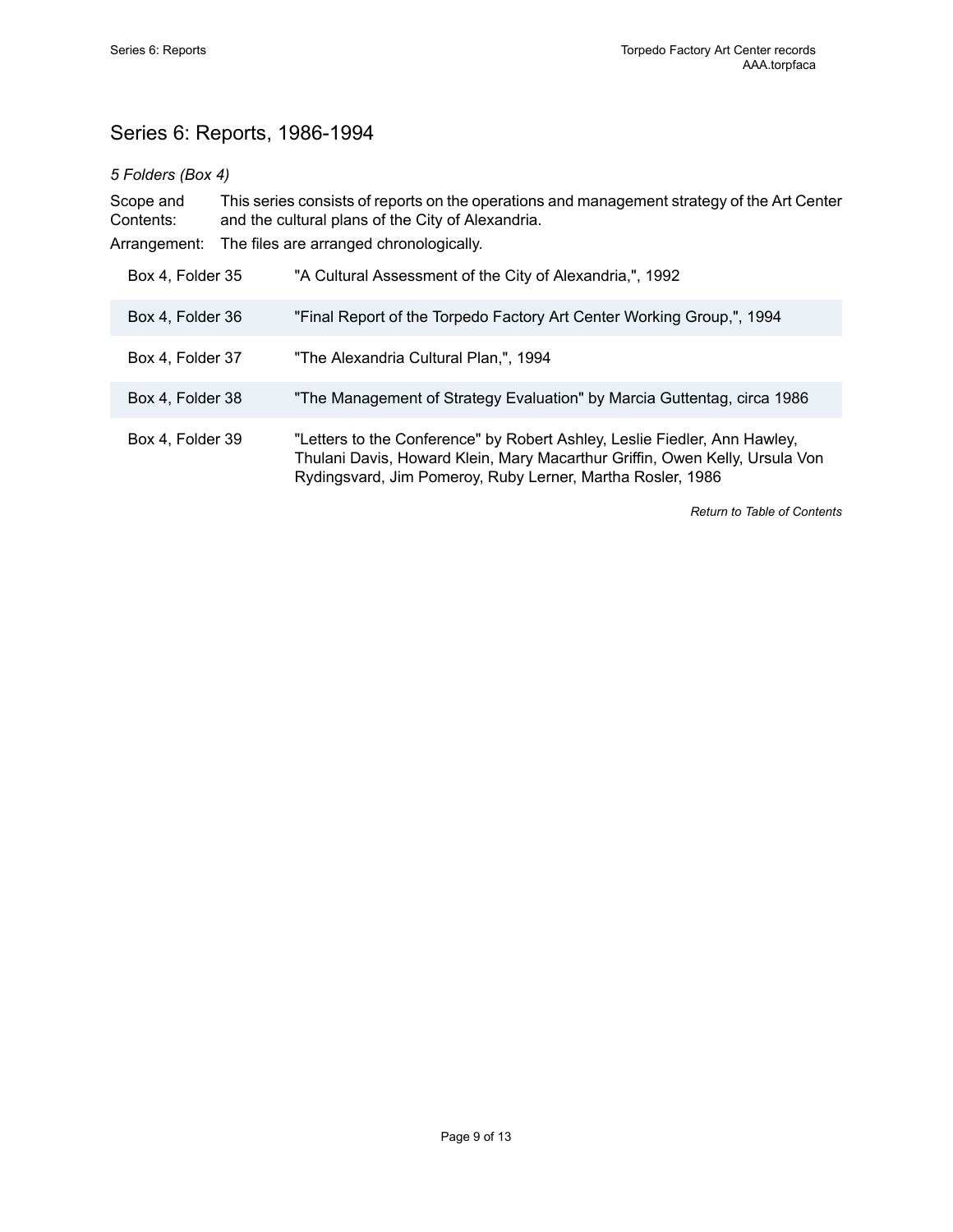## Series 6: Reports, 1986-1994

*5 Folders (Box 4)*

Scope and Contents: This series consists of reports on the operations and management strategy of the Art Center and the cultural plans of the City of Alexandria.

Arrangement: The files are arranged chronologically.

| | |
|---|---|
| Box 4, Folder 35 | "A Cultural Assessment of the City of Alexandria,", 1992 |
| Box 4, Folder 36 | "Final Report of the Torpedo Factory Art Center Working Group,", 1994 |
| Box 4, Folder 37 | "The Alexandria Cultural Plan,", 1994 |
| Box 4, Folder 38 | "The Management of Strategy Evaluation" by Marcia Guttentag, circa 1986 |
| Box 4, Folder 39 | "Letters to the Conference" by Robert Ashley, Leslie Fiedler, Ann Hawley, Thulani Davis, Howard Klein, Mary Macarthur Griffin, Owen Kelly, Ursula Von Rydingsvard, Jim Pomeroy, Ruby Lerner, Martha Rosler, 1986 |

*Return to Table of Contents*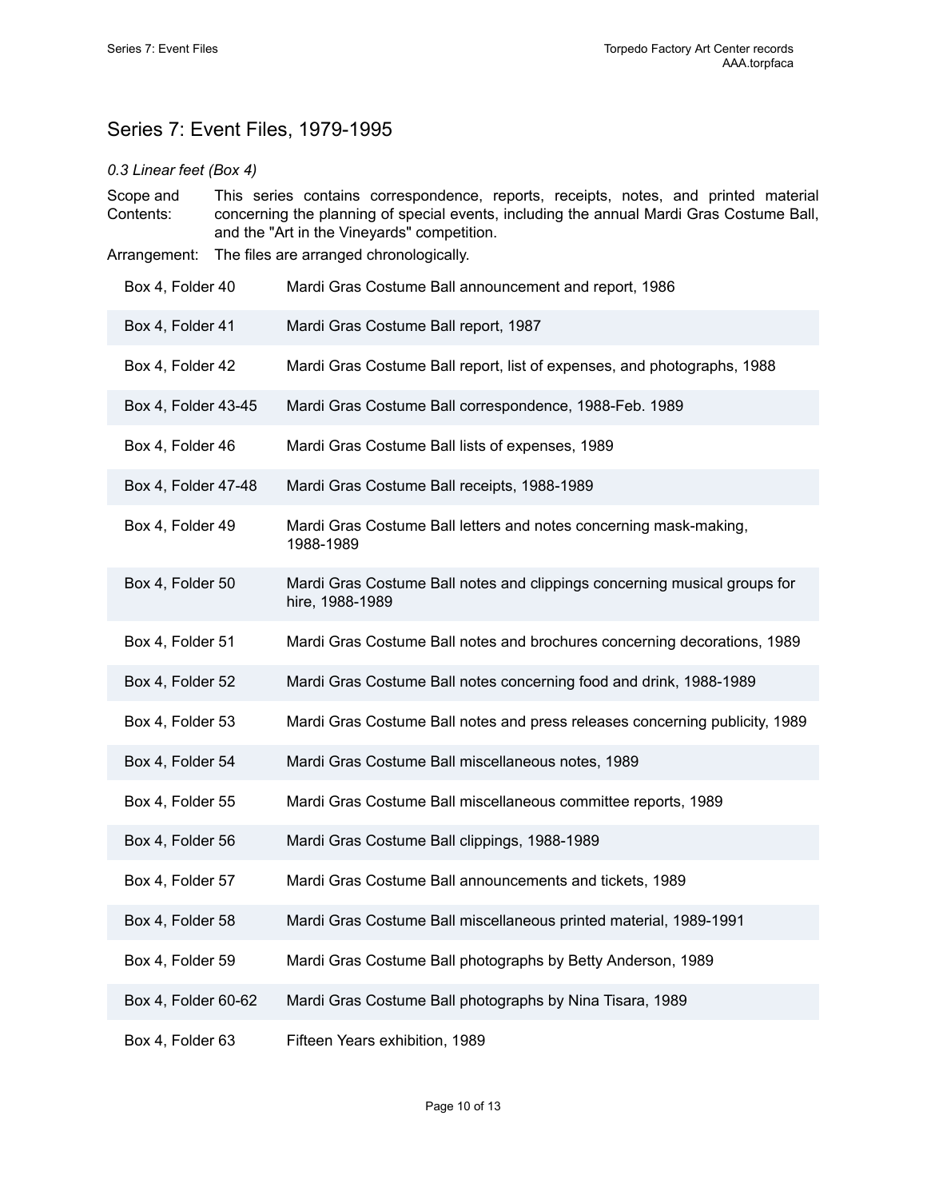## Series 7: Event Files, 1979-1995

*0.3 Linear feet (Box 4)*

Scope and Contents: This series contains correspondence, reports, receipts, notes, and printed material concerning the planning of special events, including the annual Mardi Gras Costume Ball, and the "Art in the Vineyards" competition.

Arrangement: The files are arranged chronologically.

| | |
|---|---|
| Box 4, Folder 40 | Mardi Gras Costume Ball announcement and report, 1986 |
| Box 4, Folder 41 | Mardi Gras Costume Ball report, 1987 |
| Box 4, Folder 42 | Mardi Gras Costume Ball report, list of expenses, and photographs, 1988 |
| Box 4, Folder 43-45 | Mardi Gras Costume Ball correspondence, 1988-Feb. 1989 |
| Box 4, Folder 46 | Mardi Gras Costume Ball lists of expenses, 1989 |
| Box 4, Folder 47-48 | Mardi Gras Costume Ball receipts, 1988-1989 |
| Box 4, Folder 49 | Mardi Gras Costume Ball letters and notes concerning mask-making, 1988-1989 |
| Box 4, Folder 50 | Mardi Gras Costume Ball notes and clippings concerning musical groups for hire, 1988-1989 |
| Box 4, Folder 51 | Mardi Gras Costume Ball notes and brochures concerning decorations, 1989 |
| Box 4, Folder 52 | Mardi Gras Costume Ball notes concerning food and drink, 1988-1989 |
| Box 4, Folder 53 | Mardi Gras Costume Ball notes and press releases concerning publicity, 1989 |
| Box 4, Folder 54 | Mardi Gras Costume Ball miscellaneous notes, 1989 |
| Box 4, Folder 55 | Mardi Gras Costume Ball miscellaneous committee reports, 1989 |
| Box 4, Folder 56 | Mardi Gras Costume Ball clippings, 1988-1989 |
| Box 4, Folder 57 | Mardi Gras Costume Ball announcements and tickets, 1989 |
| Box 4, Folder 58 | Mardi Gras Costume Ball miscellaneous printed material, 1989-1991 |
| Box 4, Folder 59 | Mardi Gras Costume Ball photographs by Betty Anderson, 1989 |
| Box 4, Folder 60-62 | Mardi Gras Costume Ball photographs by Nina Tisara, 1989 |
| Box 4, Folder 63 | Fifteen Years exhibition, 1989 |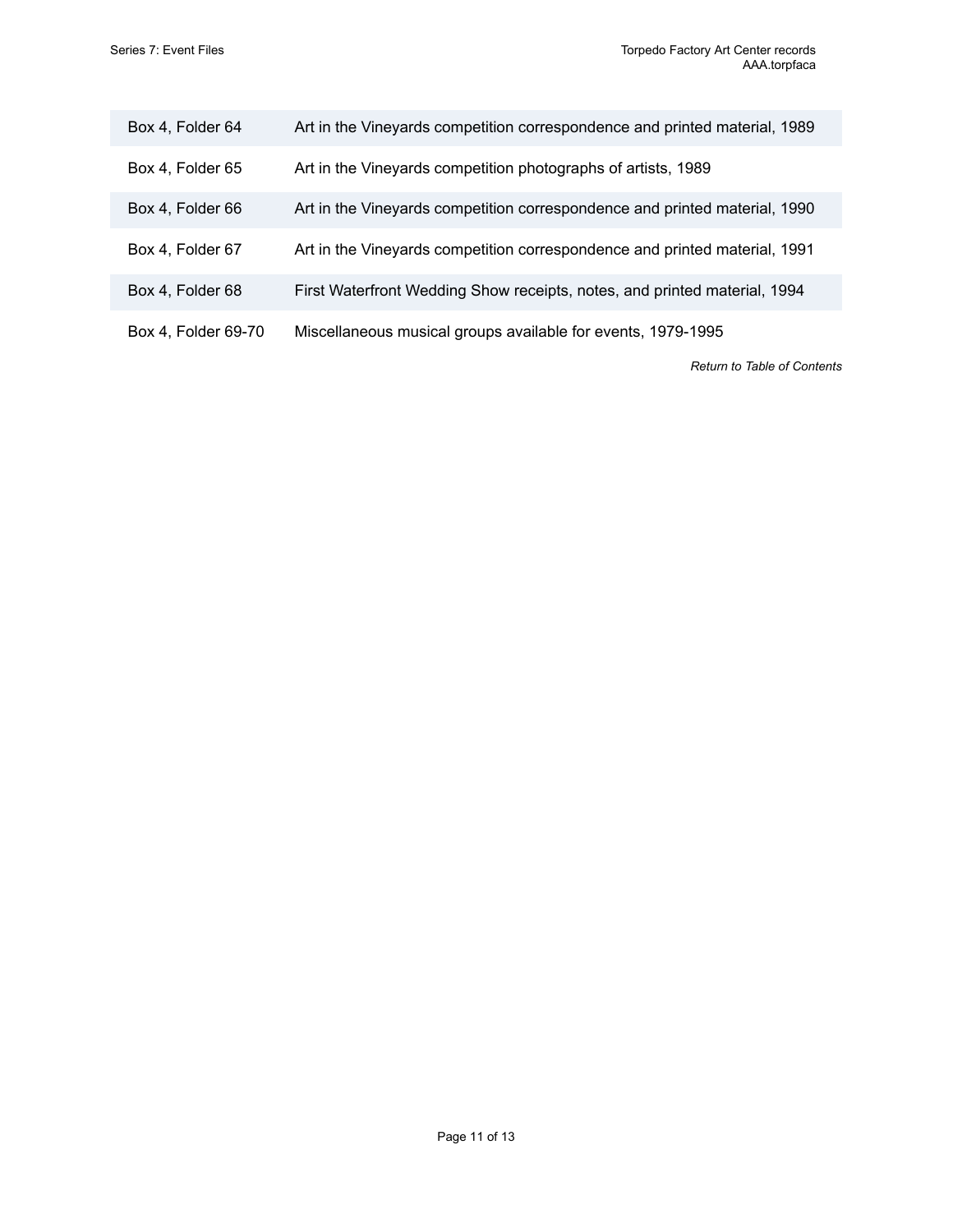| | |
|---|---|
| Box 4, Folder 64 | Art in the Vineyards competition correspondence and printed material, 1989 |
| Box 4, Folder 65 | Art in the Vineyards competition photographs of artists, 1989 |
| Box 4, Folder 66 | Art in the Vineyards competition correspondence and printed material, 1990 |
| Box 4, Folder 67 | Art in the Vineyards competition correspondence and printed material, 1991 |
| Box 4, Folder 68 | First Waterfront Wedding Show receipts, notes, and printed material, 1994 |
| Box 4, Folder 69-70 | Miscellaneous musical groups available for events, 1979-1995 |

*Return to Table of Contents*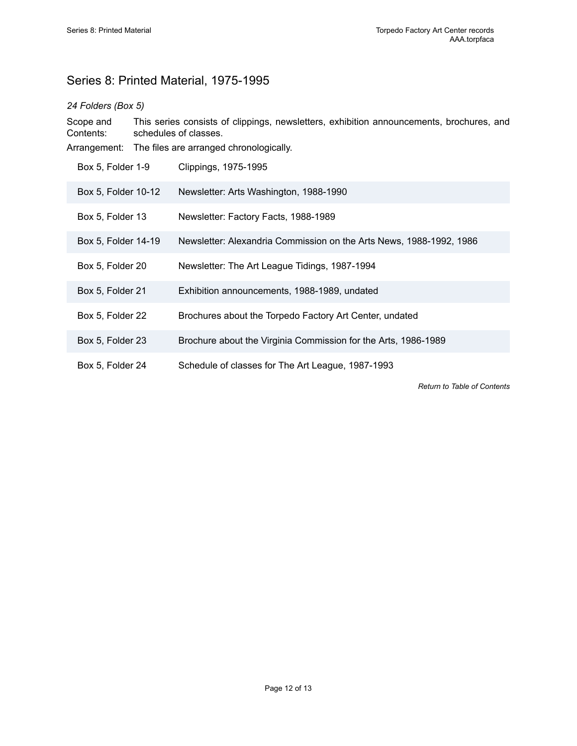## Series 8: Printed Material, 1975-1995

*24 Folders (Box 5)*

Scope and Contents: This series consists of clippings, newsletters, exhibition announcements, brochures, and schedules of classes.

Arrangement: The files are arranged chronologically.

| | |
|---|---|
| Box 5, Folder 1-9 | Clippings, 1975-1995 |
| Box 5, Folder 10-12 | Newsletter: Arts Washington, 1988-1990 |
| Box 5, Folder 13 | Newsletter: Factory Facts, 1988-1989 |
| Box 5, Folder 14-19 | Newsletter: Alexandria Commission on the Arts News, 1988-1992, 1986 |
| Box 5, Folder 20 | Newsletter: The Art League Tidings, 1987-1994 |
| Box 5, Folder 21 | Exhibition announcements, 1988-1989, undated |
| Box 5, Folder 22 | Brochures about the Torpedo Factory Art Center, undated |
| Box 5, Folder 23 | Brochure about the Virginia Commission for the Arts, 1986-1989 |
| Box 5, Folder 24 | Schedule of classes for The Art League, 1987-1993 |

*Return to Table of Contents*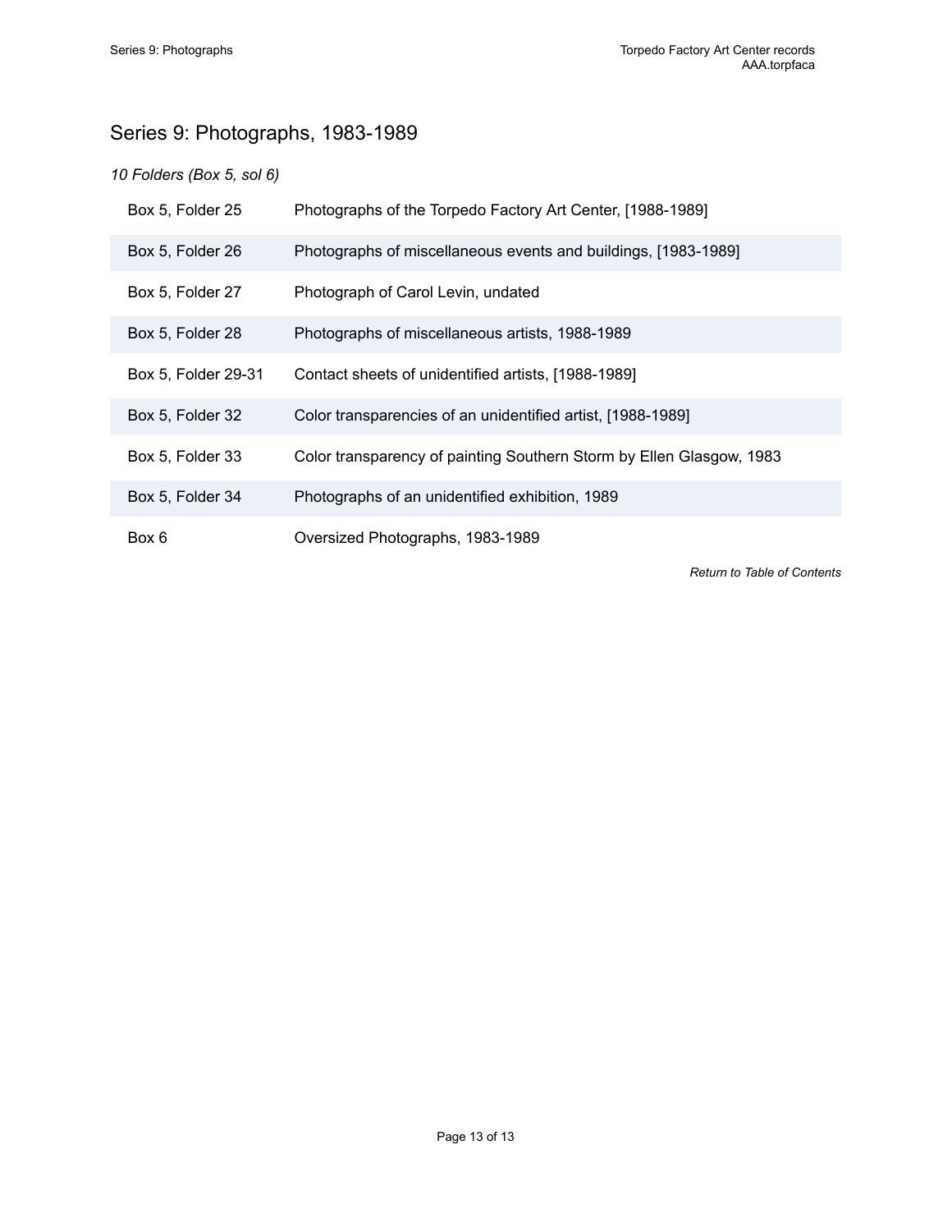## Series 9: Photographs, 1983-1989

*10 Folders (Box 5, sol 6)*

| | |
|---|---|
| Box 5, Folder 25 | Photographs of the Torpedo Factory Art Center, [1988-1989] |
| Box 5, Folder 26 | Photographs of miscellaneous events and buildings, [1983-1989] |
| Box 5, Folder 27 | Photograph of Carol Levin, undated |
| Box 5, Folder 28 | Photographs of miscellaneous artists, 1988-1989 |
| Box 5, Folder 29-31 | Contact sheets of unidentified artists, [1988-1989] |
| Box 5, Folder 32 | Color transparencies of an unidentified artist, [1988-1989] |
| Box 5, Folder 33 | Color transparency of painting Southern Storm by Ellen Glasgow, 1983 |
| Box 5, Folder 34 | Photographs of an unidentified exhibition, 1989 |
| Box 6 | Oversized Photographs, 1983-1989 |

*Return to Table of Contents*